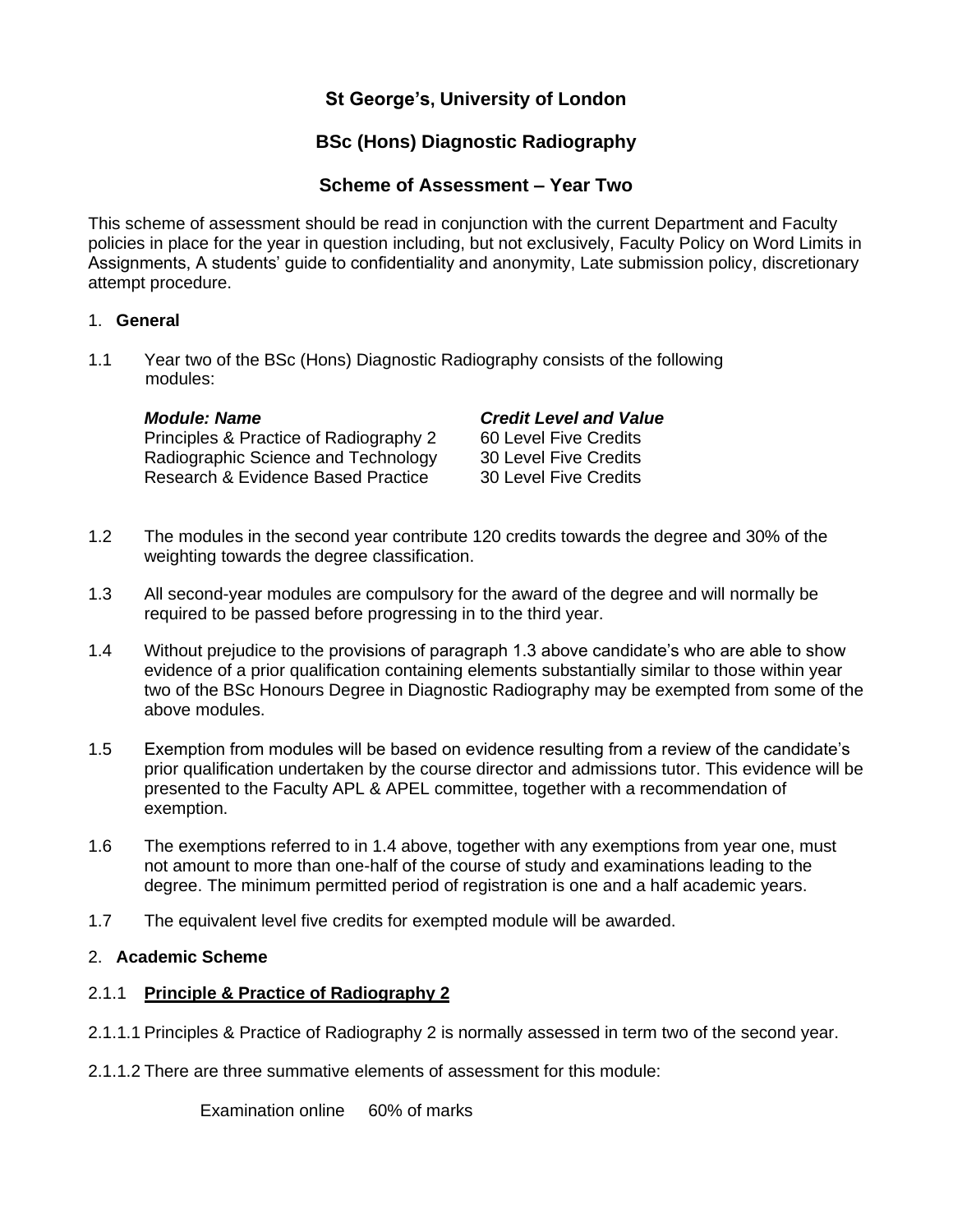# St George's, University of London

## BSc (Hons) Diagnostic Radiography

## Scheme of Assessment – Year Two

This scheme of assessment should be read in conjunction with the current Department and Faculty policies in place for the year in question including, but not exclusively, Faculty Policy on Word Limits in Assignments, A students' guide to confidentiality and anonymity, Late submission policy, discretionary attempt procedure.

1. **General**

1.1 Year two of the BSc (Hons) Diagnostic Radiography consists of the following modules:

| ***Module: Name*** | ***Credit Level and Value*** |
|---|---|
| Principles & Practice of Radiography 2 | 60 Level Five Credits |
| Radiographic Science and Technology | 30 Level Five Credits |
| Research & Evidence Based Practice | 30 Level Five Credits |

1.2 The modules in the second year contribute 120 credits towards the degree and 30% of the weighting towards the degree classification.

1.3 All second-year modules are compulsory for the award of the degree and will normally be required to be passed before progressing in to the third year.

1.4 Without prejudice to the provisions of paragraph 1.3 above candidate's who are able to show evidence of a prior qualification containing elements substantially similar to those within year two of the BSc Honours Degree in Diagnostic Radiography may be exempted from some of the above modules.

1.5 Exemption from modules will be based on evidence resulting from a review of the candidate's prior qualification undertaken by the course director and admissions tutor. This evidence will be presented to the Faculty APL & APEL committee, together with a recommendation of exemption.

1.6 The exemptions referred to in 1.4 above, together with any exemptions from year one, must not amount to more than one-half of the course of study and examinations leading to the degree. The minimum permitted period of registration is one and a half academic years.

1.7 The equivalent level five credits for exempted module will be awarded.

2. **Academic Scheme**

2.1.1 **<u>Principle & Practice of Radiography 2</u>**

2.1.1.1 Principles & Practice of Radiography 2 is normally assessed in term two of the second year.

2.1.1.2 There are three summative elements of assessment for this module:

Examination online 60% of marks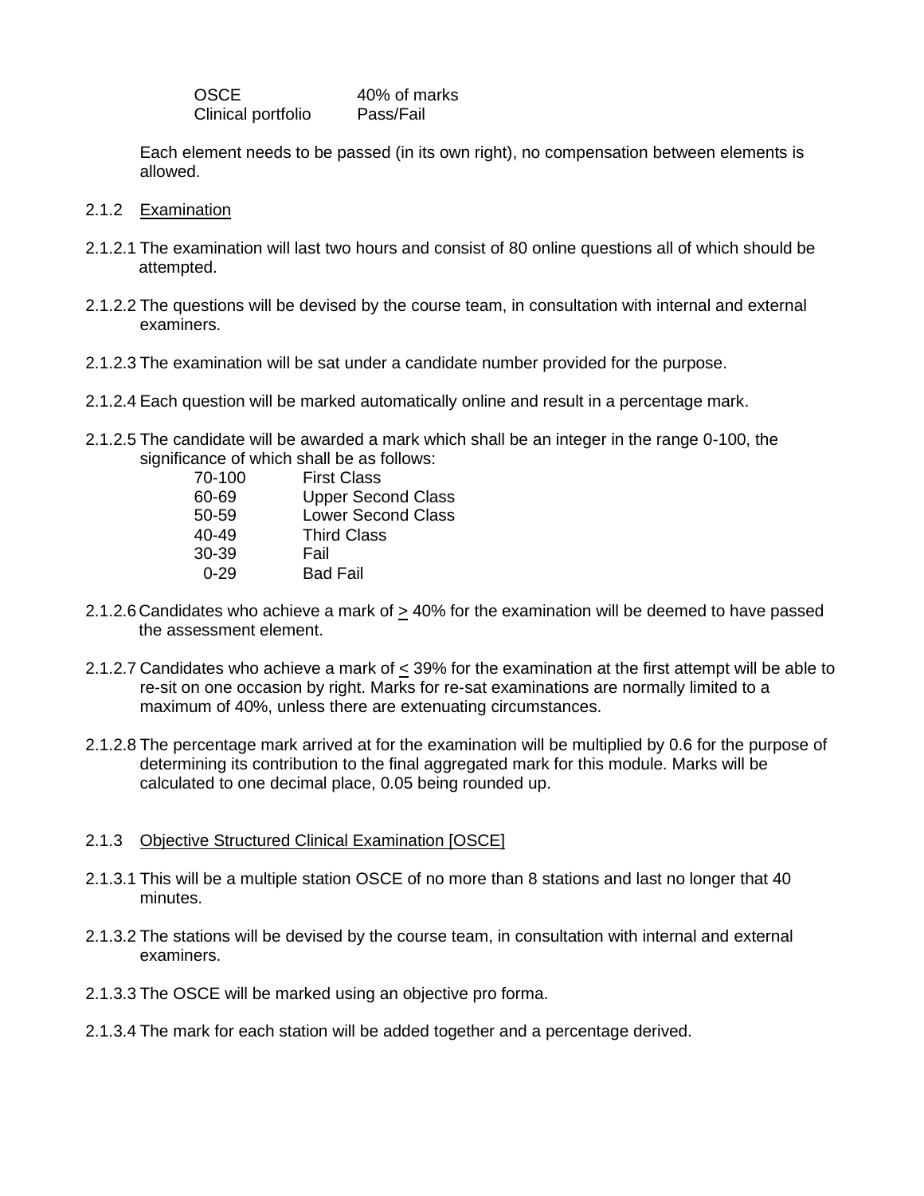| | |
|---|---|
| OSCE | 40% of marks |
| Clinical portfolio | Pass/Fail |

Each element needs to be passed (in its own right), no compensation between elements is allowed.

2.1.2 Examination

2.1.2.1 The examination will last two hours and consist of 80 online questions all of which should be attempted.

2.1.2.2 The questions will be devised by the course team, in consultation with internal and external examiners.

2.1.2.3 The examination will be sat under a candidate number provided for the purpose.

2.1.2.4 Each question will be marked automatically online and result in a percentage mark.

2.1.2.5 The candidate will be awarded a mark which shall be an integer in the range 0-100, the significance of which shall be as follows:

| | |
|---|---|
| 70-100 | First Class |
| 60-69 | Upper Second Class |
| 50-59 | Lower Second Class |
| 40-49 | Third Class |
| 30-39 | Fail |
| 0-29 | Bad Fail |

2.1.2.6 Candidates who achieve a mark of $\geq$ 40% for the examination will be deemed to have passed the assessment element.

2.1.2.7 Candidates who achieve a mark of $\leq$ 39% for the examination at the first attempt will be able to re-sit on one occasion by right. Marks for re-sat examinations are normally limited to a maximum of 40%, unless there are extenuating circumstances.

2.1.2.8 The percentage mark arrived at for the examination will be multiplied by 0.6 for the purpose of determining its contribution to the final aggregated mark for this module. Marks will be calculated to one decimal place, 0.05 being rounded up.

2.1.3 Objective Structured Clinical Examination [OSCE]

2.1.3.1 This will be a multiple station OSCE of no more than 8 stations and last no longer that 40 minutes.

2.1.3.2 The stations will be devised by the course team, in consultation with internal and external examiners.

2.1.3.3 The OSCE will be marked using an objective pro forma.

2.1.3.4 The mark for each station will be added together and a percentage derived.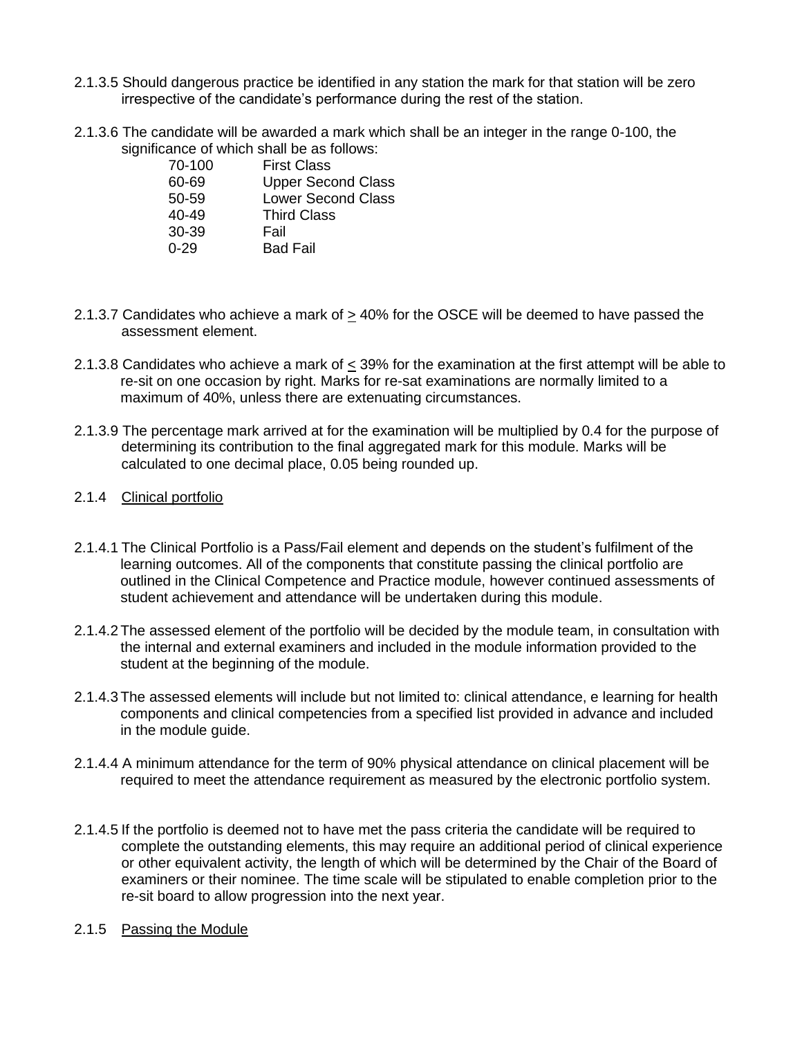2.1.3.5 Should dangerous practice be identified in any station the mark for that station will be zero irrespective of the candidate's performance during the rest of the station.

2.1.3.6 The candidate will be awarded a mark which shall be an integer in the range 0-100, the significance of which shall be as follows:

| | |
|---|---|
| 70-100 | First Class |
| 60-69 | Upper Second Class |
| 50-59 | Lower Second Class |
| 40-49 | Third Class |
| 30-39 | Fail |
| 0-29 | Bad Fail |

2.1.3.7 Candidates who achieve a mark of ≥ 40% for the OSCE will be deemed to have passed the assessment element.

2.1.3.8 Candidates who achieve a mark of ≤ 39% for the examination at the first attempt will be able to re-sit on one occasion by right. Marks for re-sat examinations are normally limited to a maximum of 40%, unless there are extenuating circumstances.

2.1.3.9 The percentage mark arrived at for the examination will be multiplied by 0.4 for the purpose of determining its contribution to the final aggregated mark for this module. Marks will be calculated to one decimal place, 0.05 being rounded up.

2.1.4 Clinical portfolio

2.1.4.1 The Clinical Portfolio is a Pass/Fail element and depends on the student's fulfilment of the learning outcomes. All of the components that constitute passing the clinical portfolio are outlined in the Clinical Competence and Practice module, however continued assessments of student achievement and attendance will be undertaken during this module.

2.1.4.2 The assessed element of the portfolio will be decided by the module team, in consultation with the internal and external examiners and included in the module information provided to the student at the beginning of the module.

2.1.4.3 The assessed elements will include but not limited to: clinical attendance, e learning for health components and clinical competencies from a specified list provided in advance and included in the module guide.

2.1.4.4 A minimum attendance for the term of 90% physical attendance on clinical placement will be required to meet the attendance requirement as measured by the electronic portfolio system.

2.1.4.5 If the portfolio is deemed not to have met the pass criteria the candidate will be required to complete the outstanding elements, this may require an additional period of clinical experience or other equivalent activity, the length of which will be determined by the Chair of the Board of examiners or their nominee. The time scale will be stipulated to enable completion prior to the re-sit board to allow progression into the next year.

2.1.5 Passing the Module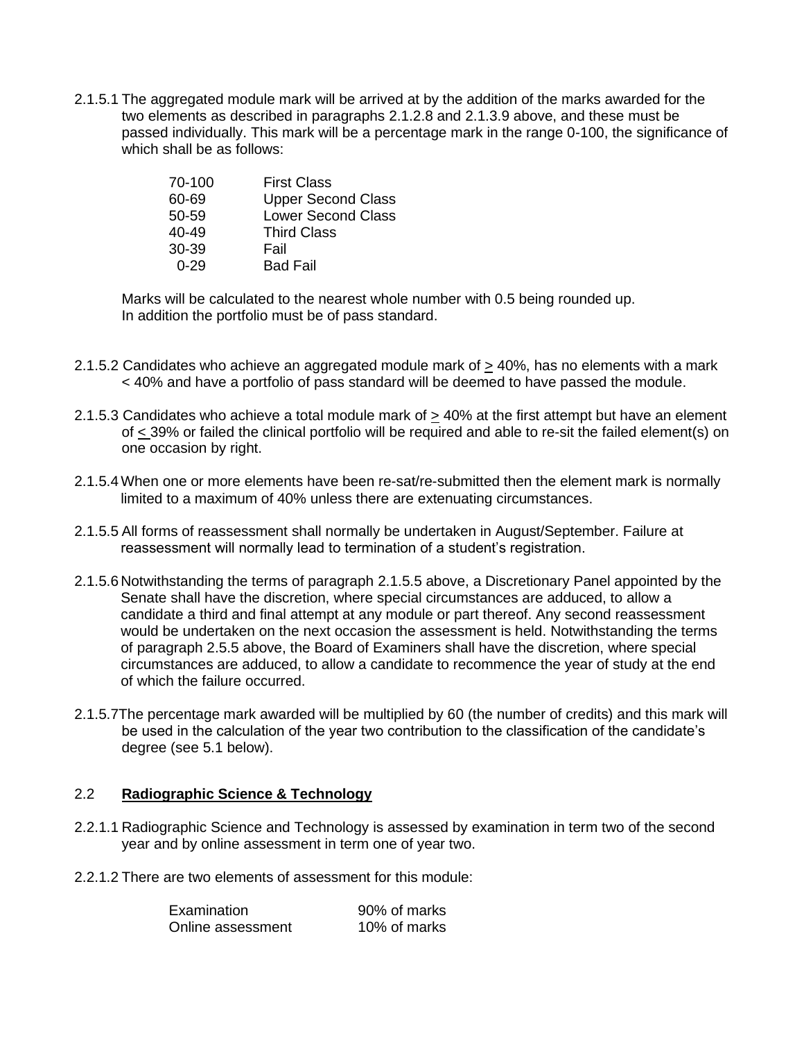2.1.5.1 The aggregated module mark will be arrived at by the addition of the marks awarded for the two elements as described in paragraphs 2.1.2.8 and 2.1.3.9 above, and these must be passed individually. This mark will be a percentage mark in the range 0-100, the significance of which shall be as follows:

| | |
|---|---|
| 70-100 | First Class |
| 60-69 | Upper Second Class |
| 50-59 | Lower Second Class |
| 40-49 | Third Class |
| 30-39 | Fail |
| 0-29 | Bad Fail |

Marks will be calculated to the nearest whole number with 0.5 being rounded up. In addition the portfolio must be of pass standard.

2.1.5.2 Candidates who achieve an aggregated module mark of ≥ 40%, has no elements with a mark < 40% and have a portfolio of pass standard will be deemed to have passed the module.

2.1.5.3 Candidates who achieve a total module mark of ≥ 40% at the first attempt but have an element of ≤ 39% or failed the clinical portfolio will be required and able to re-sit the failed element(s) on one occasion by right.

2.1.5.4 When one or more elements have been re-sat/re-submitted then the element mark is normally limited to a maximum of 40% unless there are extenuating circumstances.

2.1.5.5 All forms of reassessment shall normally be undertaken in August/September. Failure at reassessment will normally lead to termination of a student's registration.

2.1.5.6 Notwithstanding the terms of paragraph 2.1.5.5 above, a Discretionary Panel appointed by the Senate shall have the discretion, where special circumstances are adduced, to allow a candidate a third and final attempt at any module or part thereof. Any second reassessment would be undertaken on the next occasion the assessment is held. Notwithstanding the terms of paragraph 2.5.5 above, the Board of Examiners shall have the discretion, where special circumstances are adduced, to allow a candidate to recommence the year of study at the end of which the failure occurred.

2.1.5.7 The percentage mark awarded will be multiplied by 60 (the number of credits) and this mark will be used in the calculation of the year two contribution to the classification of the candidate's degree (see 5.1 below).

## 2.2 Radiographic Science & Technology

2.2.1.1 Radiographic Science and Technology is assessed by examination in term two of the second year and by online assessment in term one of year two.

2.2.1.2 There are two elements of assessment for this module:

| | |
|---|---|
| Examination | 90% of marks |
| Online assessment | 10% of marks |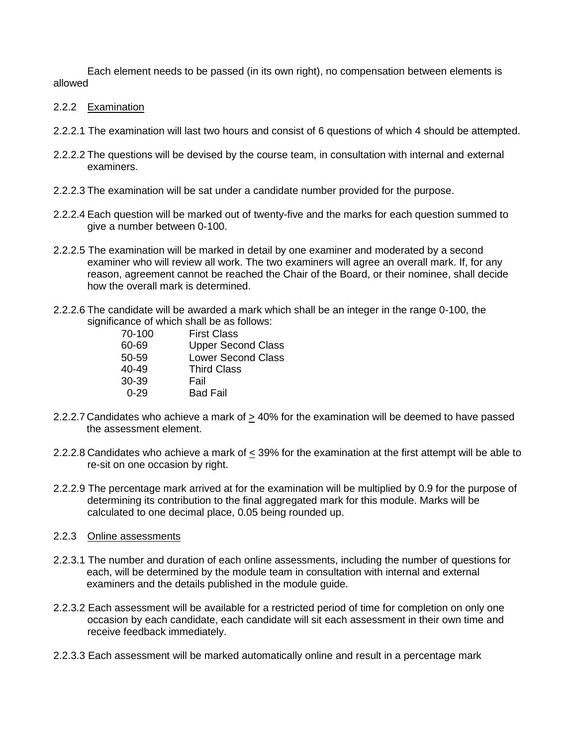Each element needs to be passed (in its own right), no compensation between elements is allowed

2.2.2 Examination

2.2.2.1 The examination will last two hours and consist of 6 questions of which 4 should be attempted.

2.2.2.2 The questions will be devised by the course team, in consultation with internal and external examiners.

2.2.2.3 The examination will be sat under a candidate number provided for the purpose.

2.2.2.4 Each question will be marked out of twenty-five and the marks for each question summed to give a number between 0-100.

2.2.2.5 The examination will be marked in detail by one examiner and moderated by a second examiner who will review all work. The two examiners will agree an overall mark. If, for any reason, agreement cannot be reached the Chair of the Board, or their nominee, shall decide how the overall mark is determined.

2.2.2.6 The candidate will be awarded a mark which shall be an integer in the range 0-100, the significance of which shall be as follows:

| | |
|---|---|
| 70-100 | First Class |
| 60-69 | Upper Second Class |
| 50-59 | Lower Second Class |
| 40-49 | Third Class |
| 30-39 | Fail |
| 0-29 | Bad Fail |

2.2.2.7 Candidates who achieve a mark of $\geq$ 40% for the examination will be deemed to have passed the assessment element.

2.2.2.8 Candidates who achieve a mark of $\leq$ 39% for the examination at the first attempt will be able to re-sit on one occasion by right.

2.2.2.9 The percentage mark arrived at for the examination will be multiplied by 0.9 for the purpose of determining its contribution to the final aggregated mark for this module. Marks will be calculated to one decimal place, 0.05 being rounded up.

2.2.3 Online assessments

2.2.3.1 The number and duration of each online assessments, including the number of questions for each, will be determined by the module team in consultation with internal and external examiners and the details published in the module guide.

2.2.3.2 Each assessment will be available for a restricted period of time for completion on only one occasion by each candidate, each candidate will sit each assessment in their own time and receive feedback immediately.

2.2.3.3 Each assessment will be marked automatically online and result in a percentage mark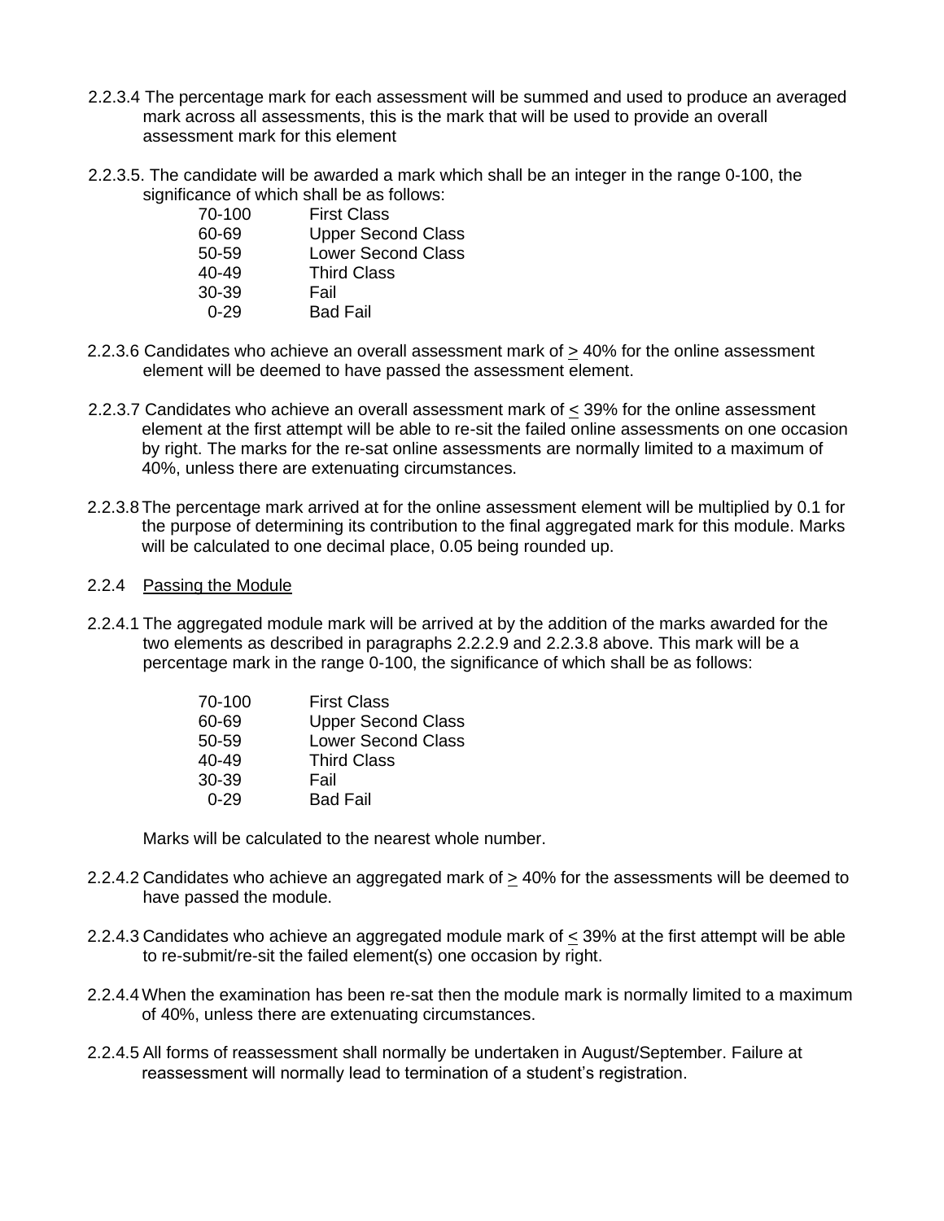2.2.3.4 The percentage mark for each assessment will be summed and used to produce an averaged mark across all assessments, this is the mark that will be used to provide an overall assessment mark for this element

2.2.3.5. The candidate will be awarded a mark which shall be an integer in the range 0-100, the significance of which shall be as follows:

| | |
|---|---|
| 70-100 | First Class |
| 60-69 | Upper Second Class |
| 50-59 | Lower Second Class |
| 40-49 | Third Class |
| 30-39 | Fail |
| 0-29 | Bad Fail |

2.2.3.6 Candidates who achieve an overall assessment mark of $\geq$ 40% for the online assessment element will be deemed to have passed the assessment element.

2.2.3.7 Candidates who achieve an overall assessment mark of $\leq$ 39% for the online assessment element at the first attempt will be able to re-sit the failed online assessments on one occasion by right. The marks for the re-sat online assessments are normally limited to a maximum of 40%, unless there are extenuating circumstances.

2.2.3.8 The percentage mark arrived at for the online assessment element will be multiplied by 0.1 for the purpose of determining its contribution to the final aggregated mark for this module. Marks will be calculated to one decimal place, 0.05 being rounded up.

2.2.4 <u>Passing the Module</u>

2.2.4.1 The aggregated module mark will be arrived at by the addition of the marks awarded for the two elements as described in paragraphs 2.2.2.9 and 2.2.3.8 above. This mark will be a percentage mark in the range 0-100, the significance of which shall be as follows:

| | |
|---|---|
| 70-100 | First Class |
| 60-69 | Upper Second Class |
| 50-59 | Lower Second Class |
| 40-49 | Third Class |
| 30-39 | Fail |
| 0-29 | Bad Fail |

Marks will be calculated to the nearest whole number.

2.2.4.2 Candidates who achieve an aggregated mark of $\geq$ 40% for the assessments will be deemed to have passed the module.

2.2.4.3 Candidates who achieve an aggregated module mark of $\leq$ 39% at the first attempt will be able to re-submit/re-sit the failed element(s) one occasion by right.

2.2.4.4 When the examination has been re-sat then the module mark is normally limited to a maximum of 40%, unless there are extenuating circumstances.

2.2.4.5 All forms of reassessment shall normally be undertaken in August/September. Failure at reassessment will normally lead to termination of a student's registration.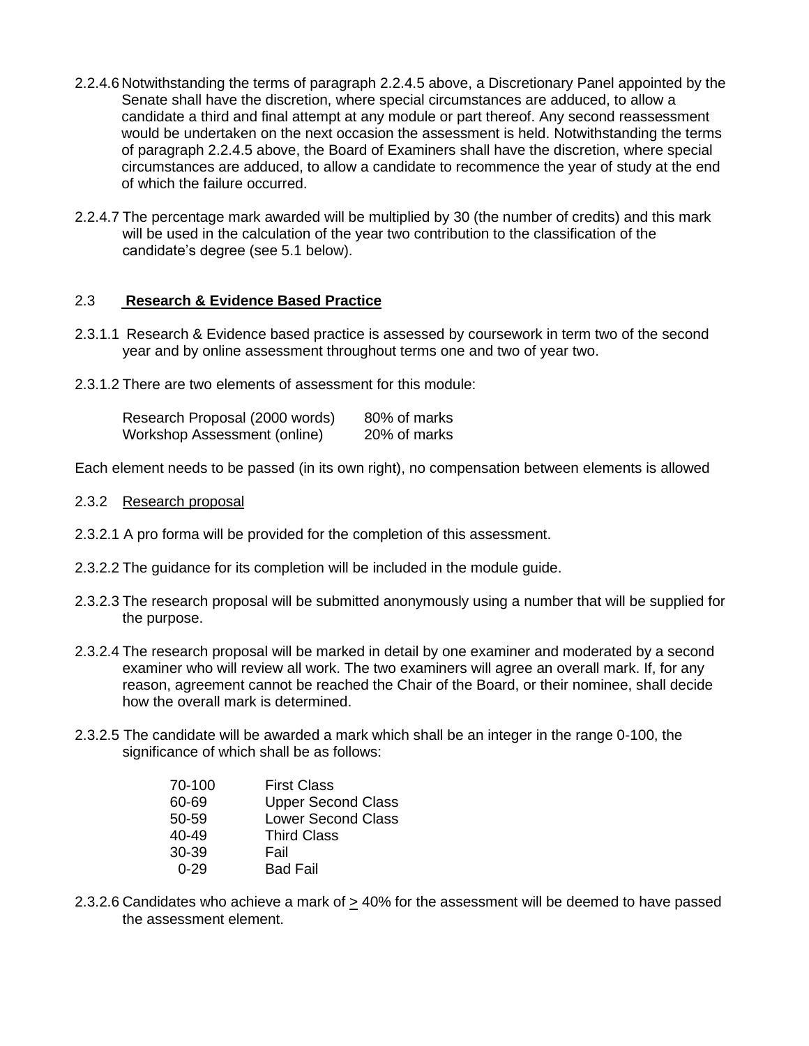2.2.4.6 Notwithstanding the terms of paragraph 2.2.4.5 above, a Discretionary Panel appointed by the Senate shall have the discretion, where special circumstances are adduced, to allow a candidate a third and final attempt at any module or part thereof. Any second reassessment would be undertaken on the next occasion the assessment is held. Notwithstanding the terms of paragraph 2.2.4.5 above, the Board of Examiners shall have the discretion, where special circumstances are adduced, to allow a candidate to recommence the year of study at the end of which the failure occurred.

2.2.4.7 The percentage mark awarded will be multiplied by 30 (the number of credits) and this mark will be used in the calculation of the year two contribution to the classification of the candidate's degree (see 5.1 below).

## 2.3 **Research & Evidence Based Practice**

2.3.1.1 Research & Evidence based practice is assessed by coursework in term two of the second year and by online assessment throughout terms one and two of year two.

2.3.1.2 There are two elements of assessment for this module:

| | |
|---|---|
| Research Proposal (2000 words) | 80% of marks |
| Workshop Assessment (online) | 20% of marks |

Each element needs to be passed (in its own right), no compensation between elements is allowed

2.3.2 Research proposal

2.3.2.1 A pro forma will be provided for the completion of this assessment.

2.3.2.2 The guidance for its completion will be included in the module guide.

2.3.2.3 The research proposal will be submitted anonymously using a number that will be supplied for the purpose.

2.3.2.4 The research proposal will be marked in detail by one examiner and moderated by a second examiner who will review all work. The two examiners will agree an overall mark. If, for any reason, agreement cannot be reached the Chair of the Board, or their nominee, shall decide how the overall mark is determined.

2.3.2.5 The candidate will be awarded a mark which shall be an integer in the range 0-100, the significance of which shall be as follows:

| | |
|---|---|
| 70-100 | First Class |
| 60-69 | Upper Second Class |
| 50-59 | Lower Second Class |
| 40-49 | Third Class |
| 30-39 | Fail |
| 0-29 | Bad Fail |

2.3.2.6 Candidates who achieve a mark of $\geq$ 40% for the assessment will be deemed to have passed the assessment element.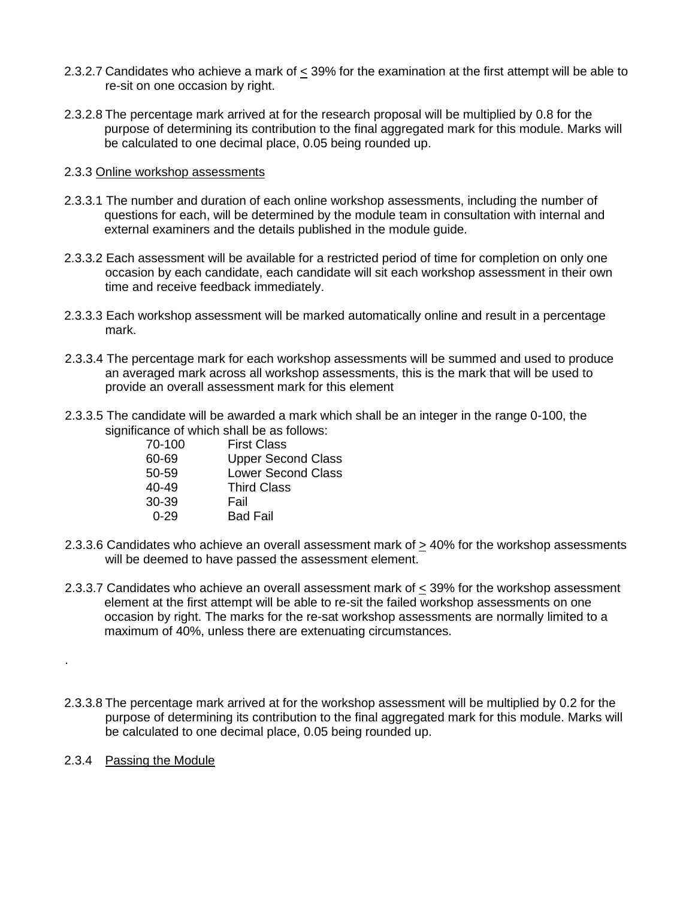2.3.2.7 Candidates who achieve a mark of ≤ 39% for the examination at the first attempt will be able to re-sit on one occasion by right.

2.3.2.8 The percentage mark arrived at for the research proposal will be multiplied by 0.8 for the purpose of determining its contribution to the final aggregated mark for this module. Marks will be calculated to one decimal place, 0.05 being rounded up.

2.3.3 <u>Online workshop assessments</u>

2.3.3.1 The number and duration of each online workshop assessments, including the number of questions for each, will be determined by the module team in consultation with internal and external examiners and the details published in the module guide.

2.3.3.2 Each assessment will be available for a restricted period of time for completion on only one occasion by each candidate, each candidate will sit each workshop assessment in their own time and receive feedback immediately.

2.3.3.3 Each workshop assessment will be marked automatically online and result in a percentage mark.

2.3.3.4 The percentage mark for each workshop assessments will be summed and used to produce an averaged mark across all workshop assessments, this is the mark that will be used to provide an overall assessment mark for this element

2.3.3.5 The candidate will be awarded a mark which shall be an integer in the range 0-100, the significance of which shall be as follows:

| | |
|---|---|
| 70-100 | First Class |
| 60-69 | Upper Second Class |
| 50-59 | Lower Second Class |
| 40-49 | Third Class |
| 30-39 | Fail |
| 0-29 | Bad Fail |

2.3.3.6 Candidates who achieve an overall assessment mark of ≥ 40% for the workshop assessments will be deemed to have passed the assessment element.

2.3.3.7 Candidates who achieve an overall assessment mark of ≤ 39% for the workshop assessment element at the first attempt will be able to re-sit the failed workshop assessments on one occasion by right. The marks for the re-sat workshop assessments are normally limited to a maximum of 40%, unless there are extenuating circumstances.

.

2.3.3.8 The percentage mark arrived at for the workshop assessment will be multiplied by 0.2 for the purpose of determining its contribution to the final aggregated mark for this module. Marks will be calculated to one decimal place, 0.05 being rounded up.

2.3.4 <u>Passing the Module</u>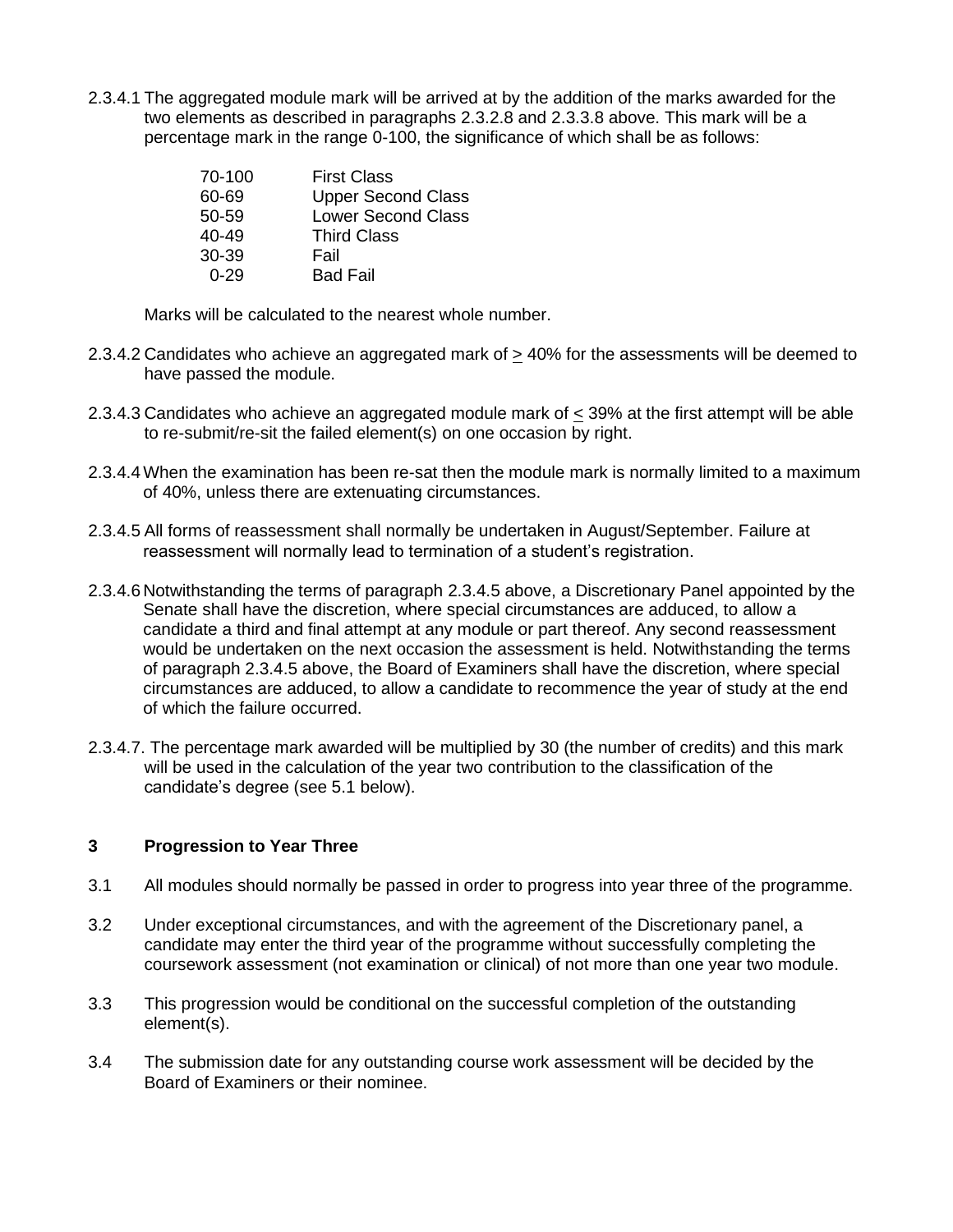2.3.4.1 The aggregated module mark will be arrived at by the addition of the marks awarded for the two elements as described in paragraphs 2.3.2.8 and 2.3.3.8 above. This mark will be a percentage mark in the range 0-100, the significance of which shall be as follows:

| | |
|---|---|
| 70-100 | First Class |
| 60-69 | Upper Second Class |
| 50-59 | Lower Second Class |
| 40-49 | Third Class |
| 30-39 | Fail |
| 0-29 | Bad Fail |

Marks will be calculated to the nearest whole number.

2.3.4.2 Candidates who achieve an aggregated mark of ≥ 40% for the assessments will be deemed to have passed the module.

2.3.4.3 Candidates who achieve an aggregated module mark of ≤ 39% at the first attempt will be able to re-submit/re-sit the failed element(s) on one occasion by right.

2.3.4.4 When the examination has been re-sat then the module mark is normally limited to a maximum of 40%, unless there are extenuating circumstances.

2.3.4.5 All forms of reassessment shall normally be undertaken in August/September. Failure at reassessment will normally lead to termination of a student's registration.

2.3.4.6 Notwithstanding the terms of paragraph 2.3.4.5 above, a Discretionary Panel appointed by the Senate shall have the discretion, where special circumstances are adduced, to allow a candidate a third and final attempt at any module or part thereof. Any second reassessment would be undertaken on the next occasion the assessment is held. Notwithstanding the terms of paragraph 2.3.4.5 above, the Board of Examiners shall have the discretion, where special circumstances are adduced, to allow a candidate to recommence the year of study at the end of which the failure occurred.

2.3.4.7. The percentage mark awarded will be multiplied by 30 (the number of credits) and this mark will be used in the calculation of the year two contribution to the classification of the candidate's degree (see 5.1 below).

## 3 Progression to Year Three

3.1 All modules should normally be passed in order to progress into year three of the programme.

3.2 Under exceptional circumstances, and with the agreement of the Discretionary panel, a candidate may enter the third year of the programme without successfully completing the coursework assessment (not examination or clinical) of not more than one year two module.

3.3 This progression would be conditional on the successful completion of the outstanding element(s).

3.4 The submission date for any outstanding course work assessment will be decided by the Board of Examiners or their nominee.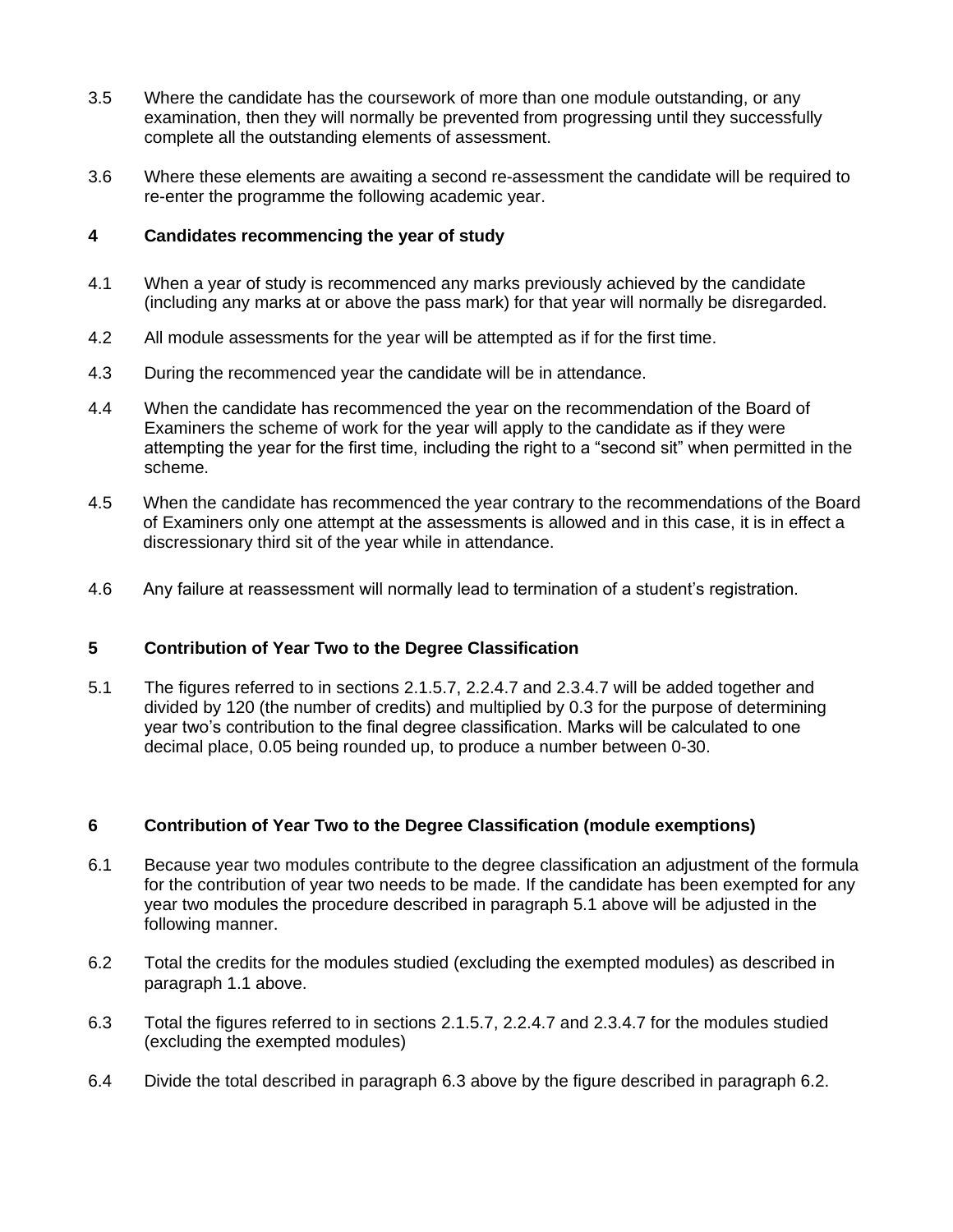3.5 Where the candidate has the coursework of more than one module outstanding, or any examination, then they will normally be prevented from progressing until they successfully complete all the outstanding elements of assessment.

3.6 Where these elements are awaiting a second re-assessment the candidate will be required to re-enter the programme the following academic year.

## 4 Candidates recommencing the year of study

4.1 When a year of study is recommenced any marks previously achieved by the candidate (including any marks at or above the pass mark) for that year will normally be disregarded.

4.2 All module assessments for the year will be attempted as if for the first time.

4.3 During the recommenced year the candidate will be in attendance.

4.4 When the candidate has recommenced the year on the recommendation of the Board of Examiners the scheme of work for the year will apply to the candidate as if they were attempting the year for the first time, including the right to a "second sit" when permitted in the scheme.

4.5 When the candidate has recommenced the year contrary to the recommendations of the Board of Examiners only one attempt at the assessments is allowed and in this case, it is in effect a discressionary third sit of the year while in attendance.

4.6 Any failure at reassessment will normally lead to termination of a student's registration.

## 5 Contribution of Year Two to the Degree Classification

5.1 The figures referred to in sections 2.1.5.7, 2.2.4.7 and 2.3.4.7 will be added together and divided by 120 (the number of credits) and multiplied by 0.3 for the purpose of determining year two's contribution to the final degree classification. Marks will be calculated to one decimal place, 0.05 being rounded up, to produce a number between 0-30.

## 6 Contribution of Year Two to the Degree Classification (module exemptions)

6.1 Because year two modules contribute to the degree classification an adjustment of the formula for the contribution of year two needs to be made. If the candidate has been exempted for any year two modules the procedure described in paragraph 5.1 above will be adjusted in the following manner.

6.2 Total the credits for the modules studied (excluding the exempted modules) as described in paragraph 1.1 above.

6.3 Total the figures referred to in sections 2.1.5.7, 2.2.4.7 and 2.3.4.7 for the modules studied (excluding the exempted modules)

6.4 Divide the total described in paragraph 6.3 above by the figure described in paragraph 6.2.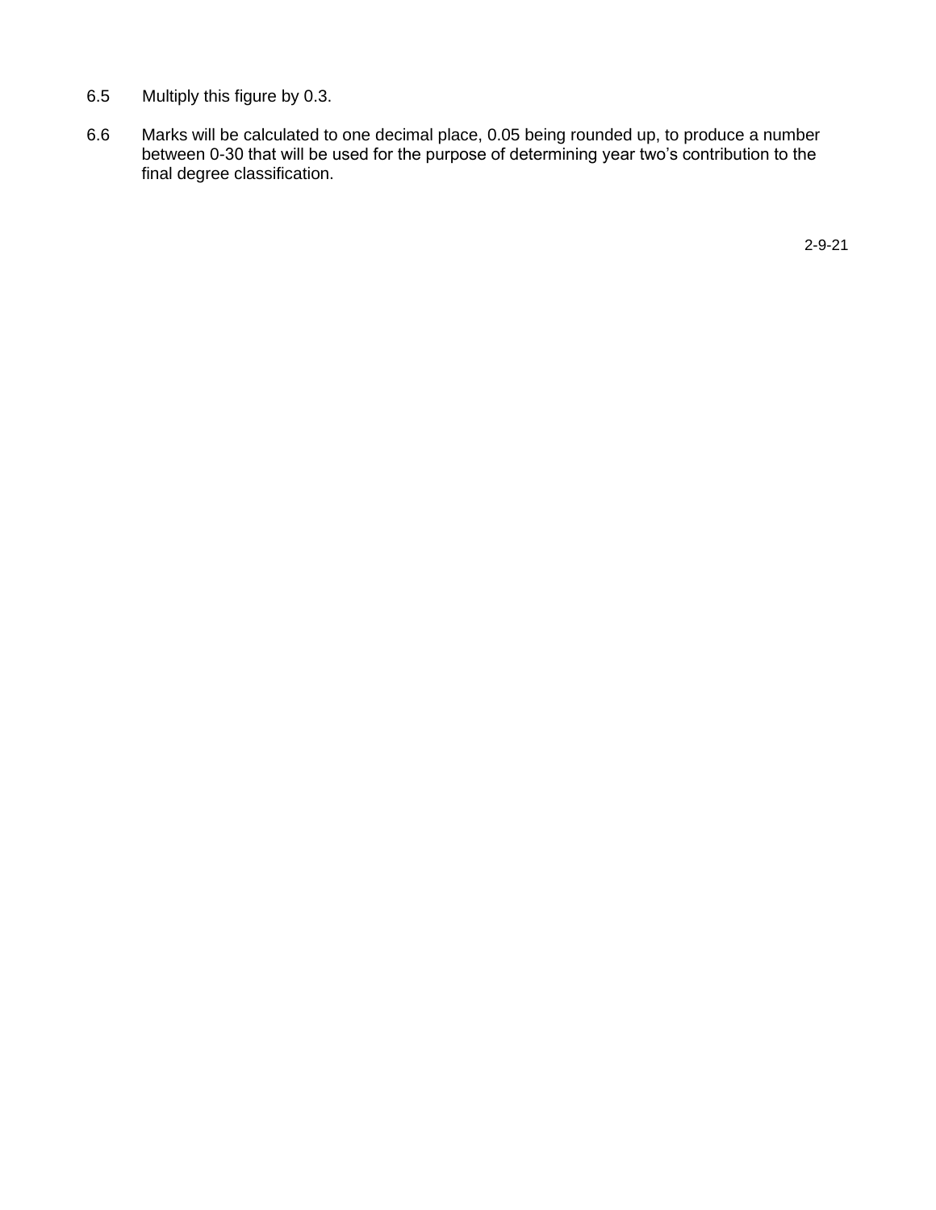6.5 Multiply this figure by 0.3.

6.6 Marks will be calculated to one decimal place, 0.05 being rounded up, to produce a number between 0-30 that will be used for the purpose of determining year two's contribution to the final degree classification.

2-9-21